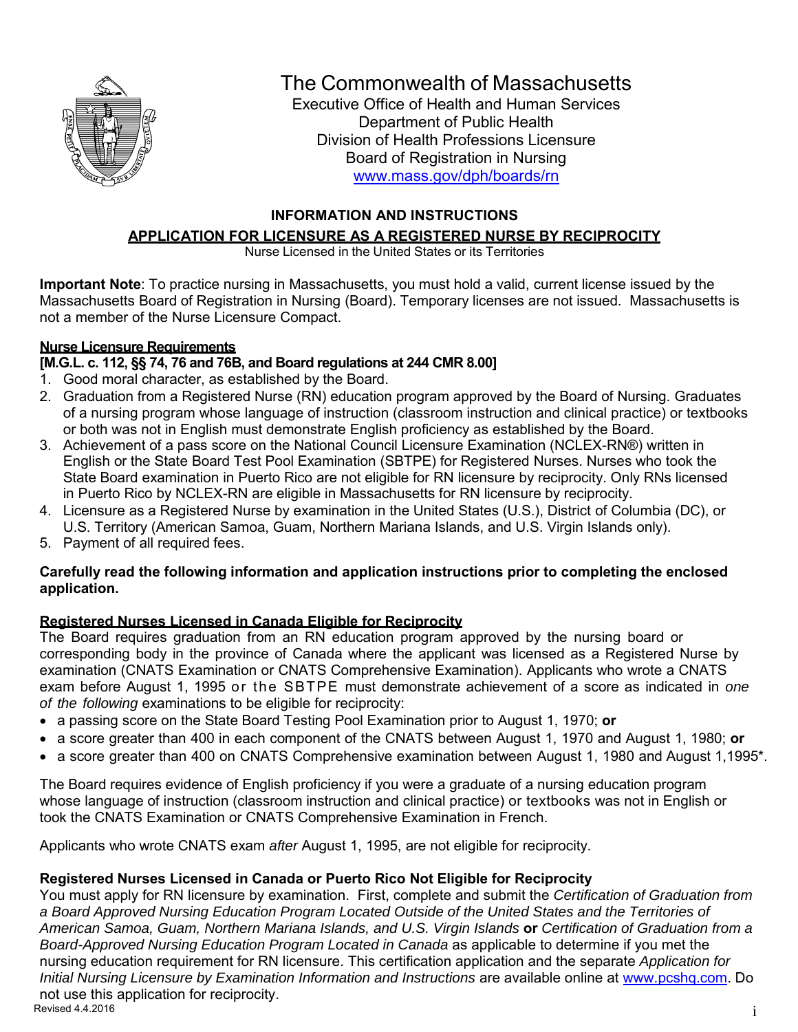# The Commonwealth of Massachusetts

Executive Office of Health and Human Services
Department of Public Health
Division of Health Professions Licensure
Board of Registration in Nursing
www.mass.gov/dph/boards/rn

## INFORMATION AND INSTRUCTIONS

## APPLICATION FOR LICENSURE AS A REGISTERED NURSE BY RECIPROCITY

Nurse Licensed in the United States or its Territories

**Important Note**: To practice nursing in Massachusetts, you must hold a valid, current license issued by the Massachusetts Board of Registration in Nursing (Board). Temporary licenses are not issued. Massachusetts is not a member of the Nurse Licensure Compact.

### Nurse Licensure Requirements

**[M.G.L. c. 112, §§ 74, 76 and 76B, and Board regulations at 244 CMR 8.00]**

1. Good moral character, as established by the Board.
2. Graduation from a Registered Nurse (RN) education program approved by the Board of Nursing. Graduates of a nursing program whose language of instruction (classroom instruction and clinical practice) or textbooks or both was not in English must demonstrate English proficiency as established by the Board.
3. Achievement of a pass score on the National Council Licensure Examination (NCLEX-RN®) written in English or the State Board Test Pool Examination (SBTPE) for Registered Nurses. Nurses who took the State Board examination in Puerto Rico are not eligible for RN licensure by reciprocity. Only RNs licensed in Puerto Rico by NCLEX-RN are eligible in Massachusetts for RN licensure by reciprocity.
4. Licensure as a Registered Nurse by examination in the United States (U.S.), District of Columbia (DC), or U.S. Territory (American Samoa, Guam, Northern Mariana Islands, and U.S. Virgin Islands only).
5. Payment of all required fees.

**Carefully read the following information and application instructions prior to completing the enclosed application.**

### Registered Nurses Licensed in Canada Eligible for Reciprocity

The Board requires graduation from an RN education program approved by the nursing board or corresponding body in the province of Canada where the applicant was licensed as a Registered Nurse by examination (CNATS Examination or CNATS Comprehensive Examination). Applicants who wrote a CNATS exam before August 1, 1995 or the SBTPE must demonstrate achievement of a score as indicated in *one of the following* examinations to be eligible for reciprocity:

- a passing score on the State Board Testing Pool Examination prior to August 1, 1970; **or**
- a score greater than 400 in each component of the CNATS between August 1, 1970 and August 1, 1980; **or**
- a score greater than 400 on CNATS Comprehensive examination between August 1, 1980 and August 1,1995*.

The Board requires evidence of English proficiency if you were a graduate of a nursing education program whose language of instruction (classroom instruction and clinical practice) or textbooks was not in English or took the CNATS Examination or CNATS Comprehensive Examination in French.

Applicants who wrote CNATS exam *after* August 1, 1995, are not eligible for reciprocity.

### Registered Nurses Licensed in Canada or Puerto Rico Not Eligible for Reciprocity

You must apply for RN licensure by examination. First, complete and submit the *Certification of Graduation from a Board Approved Nursing Education Program Located Outside of the United States and the Territories of American Samoa, Guam, Northern Mariana Islands, and U.S. Virgin Islands* **or** *Certification of Graduation from a Board-Approved Nursing Education Program Located in Canada* as applicable to determine if you met the nursing education requirement for RN licensure. This certification application and the separate *Application for Initial Nursing Licensure by Examination Information and Instructions* are available online at www.pcshq.com. Do not use this application for reciprocity.

Revised 4.4.2016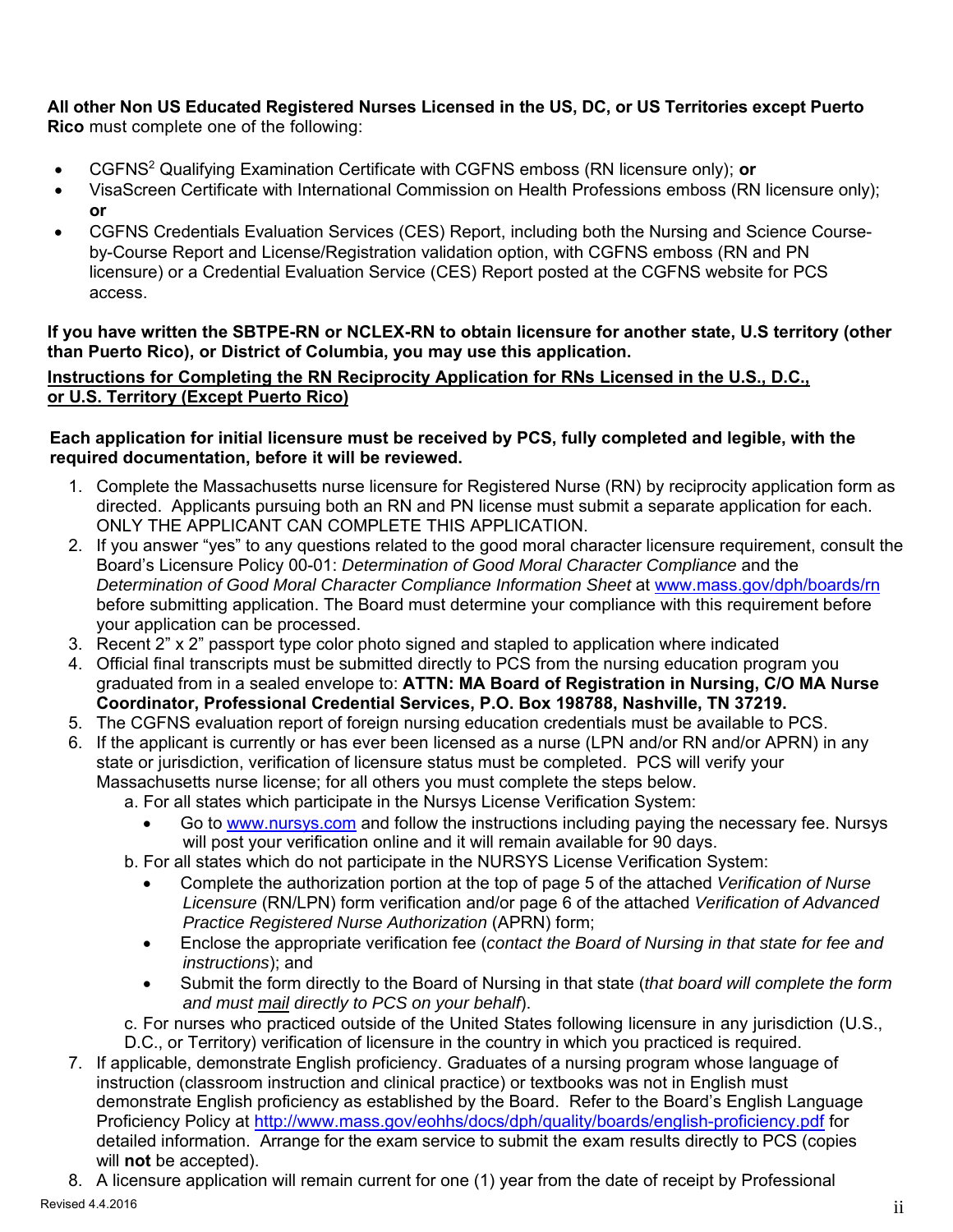**All other Non US Educated Registered Nurses Licensed in the US, DC, or US Territories except Puerto Rico** must complete one of the following:

- CGFNS[2] Qualifying Examination Certificate with CGFNS emboss (RN licensure only); **or**
- VisaScreen Certificate with International Commission on Health Professions emboss (RN licensure only); **or**
- CGFNS Credentials Evaluation Services (CES) Report, including both the Nursing and Science Course-by-Course Report and License/Registration validation option, with CGFNS emboss (RN and PN licensure) or a Credential Evaluation Service (CES) Report posted at the CGFNS website for PCS access.

**If you have written the SBTPE-RN or NCLEX-RN to obtain licensure for another state, U.S territory (other than Puerto Rico), or District of Columbia, you may use this application.**

**Instructions for Completing the RN Reciprocity Application for RNs Licensed in the U.S., D.C., or U.S. Territory (Except Puerto Rico)**

**Each application for initial licensure must be received by PCS, fully completed and legible, with the required documentation, before it will be reviewed.**

1. Complete the Massachusetts nurse licensure for Registered Nurse (RN) by reciprocity application form as directed. Applicants pursuing both an RN and PN license must submit a separate application for each. ONLY THE APPLICANT CAN COMPLETE THIS APPLICATION.
2. If you answer "yes" to any questions related to the good moral character licensure requirement, consult the Board's Licensure Policy 00-01: *Determination of Good Moral Character Compliance* and the *Determination of Good Moral Character Compliance Information Sheet* at www.mass.gov/dph/boards/rn before submitting application. The Board must determine your compliance with this requirement before your application can be processed.
3. Recent 2" x 2" passport type color photo signed and stapled to application where indicated
4. Official final transcripts must be submitted directly to PCS from the nursing education program you graduated from in a sealed envelope to: **ATTN: MA Board of Registration in Nursing, C/O MA Nurse Coordinator, Professional Credential Services, P.O. Box 198788, Nashville, TN 37219.**
5. The CGFNS evaluation report of foreign nursing education credentials must be available to PCS.
6. If the applicant is currently or has ever been licensed as a nurse (LPN and/or RN and/or APRN) in any state or jurisdiction, verification of licensure status must be completed. PCS will verify your Massachusetts nurse license; for all others you must complete the steps below.
   a. For all states which participate in the Nursys License Verification System:
      - Go to www.nursys.com and follow the instructions including paying the necessary fee. Nursys will post your verification online and it will remain available for 90 days.

   b. For all states which do not participate in the NURSYS License Verification System:
      - Complete the authorization portion at the top of page 5 of the attached *Verification of Nurse Licensure* (RN/LPN) form verification and/or page 6 of the attached *Verification of Advanced Practice Registered Nurse Authorization* (APRN) form;
      - Enclose the appropriate verification fee (*contact the Board of Nursing in that state for fee and instructions*); and
      - Submit the form directly to the Board of Nursing in that state (*that board will complete the form and must mail directly to PCS on your behalf*).

   c. For nurses who practiced outside of the United States following licensure in any jurisdiction (U.S., D.C., or Territory) verification of licensure in the country in which you practiced is required.
7. If applicable, demonstrate English proficiency. Graduates of a nursing program whose language of instruction (classroom instruction and clinical practice) or textbooks was not in English must demonstrate English proficiency as established by the Board. Refer to the Board's English Language Proficiency Policy at http://www.mass.gov/eohhs/docs/dph/quality/boards/english-proficiency.pdf for detailed information. Arrange for the exam service to submit the exam results directly to PCS (copies will **not** be accepted).
8. A licensure application will remain current for one (1) year from the date of receipt by Professional

Revised 4.4.2016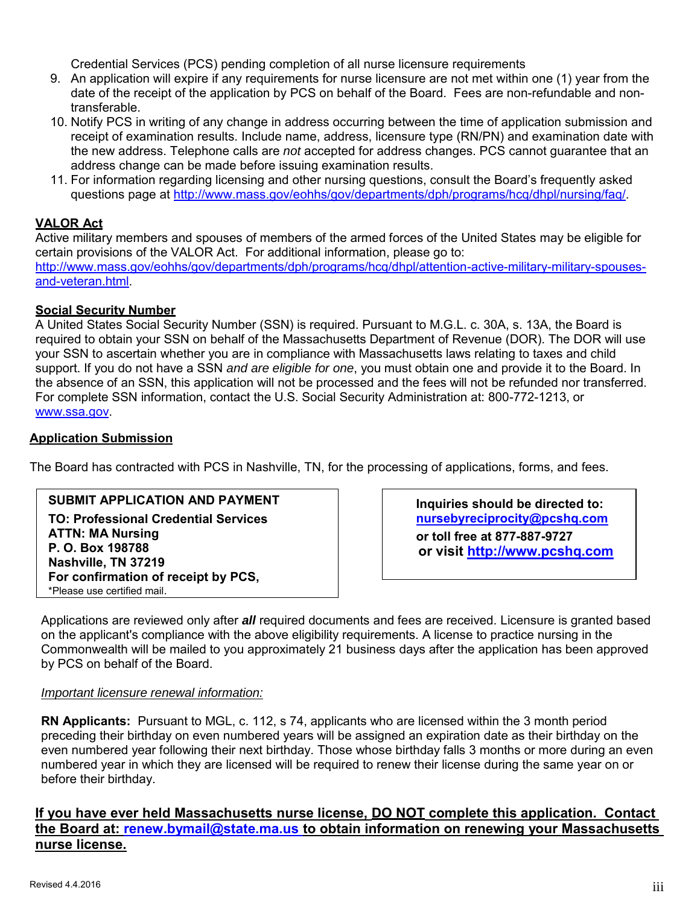Credential Services (PCS) pending completion of all nurse licensure requirements

9. An application will expire if any requirements for nurse licensure are not met within one (1) year from the date of the receipt of the application by PCS on behalf of the Board. Fees are non-refundable and non-transferable.
10. Notify PCS in writing of any change in address occurring between the time of application submission and receipt of examination results. Include name, address, licensure type (RN/PN) and examination date with the new address. Telephone calls are *not* accepted for address changes. PCS cannot guarantee that an address change can be made before issuing examination results.
11. For information regarding licensing and other nursing questions, consult the Board's frequently asked questions page at http://www.mass.gov/eohhs/gov/departments/dph/programs/hcq/dhpl/nursing/faq/.

**VALOR Act**

Active military members and spouses of members of the armed forces of the United States may be eligible for certain provisions of the VALOR Act. For additional information, please go to: http://www.mass.gov/eohhs/gov/departments/dph/programs/hcq/dhpl/attention-active-military-military-spouses-and-veteran.html.

**Social Security Number**

A United States Social Security Number (SSN) is required. Pursuant to M.G.L. c. 30A, s. 13A, the Board is required to obtain your SSN on behalf of the Massachusetts Department of Revenue (DOR). The DOR will use your SSN to ascertain whether you are in compliance with Massachusetts laws relating to taxes and child support. If you do not have a SSN *and are eligible for one*, you must obtain one and provide it to the Board. In the absence of an SSN, this application will not be processed and the fees will not be refunded nor transferred. For complete SSN information, contact the U.S. Social Security Administration at: 800-772-1213, or www.ssa.gov.

**Application Submission**

The Board has contracted with PCS in Nashville, TN, for the processing of applications, forms, and fees.

**SUBMIT APPLICATION AND PAYMENT**
**TO: Professional Credential Services**
**ATTN: MA Nursing**
**P. O. Box 198788**
**Nashville, TN 37219**
**For confirmation of receipt by PCS,**
\*Please use certified mail.

**Inquiries should be directed to:**
**nursebyreciprocity@pcshq.com**
**or toll free at 877-887-9727**
**or visit http://www.pcshq.com**

Applications are reviewed only after ***all*** required documents and fees are received. Licensure is granted based on the applicant's compliance with the above eligibility requirements. A license to practice nursing in the Commonwealth will be mailed to you approximately 21 business days after the application has been approved by PCS on behalf of the Board.

*Important licensure renewal information:*

**RN Applicants:** Pursuant to MGL, c. 112, s 74, applicants who are licensed within the 3 month period preceding their birthday on even numbered years will be assigned an expiration date as their birthday on the even numbered year following their next birthday. Those whose birthday falls 3 months or more during an even numbered year in which they are licensed will be required to renew their license during the same year on or before their birthday.

**If you have ever held Massachusetts nurse license, DO NOT complete this application. Contact the Board at: renew.bymail@state.ma.us to obtain information on renewing your Massachusetts nurse license.**

Revised 4.4.2016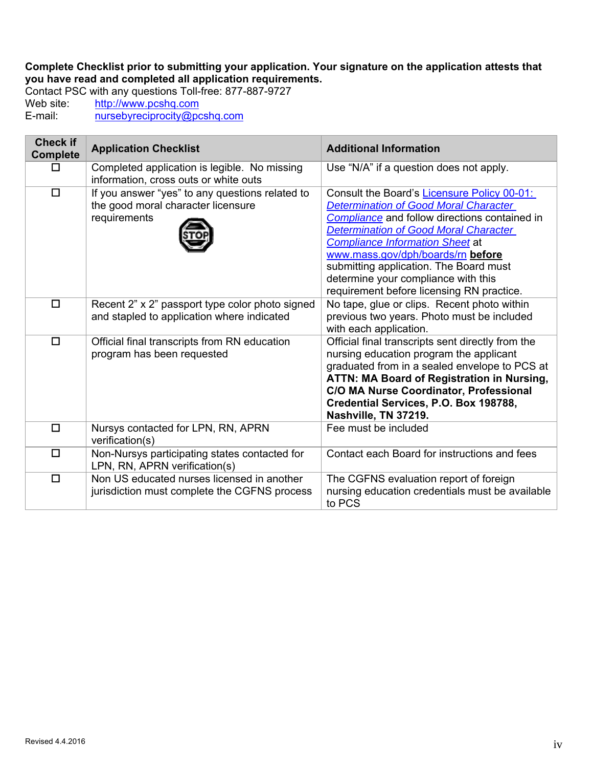**Complete Checklist prior to submitting your application. Your signature on the application attests that you have read and completed all application requirements.**

Contact PSC with any questions Toll-free: 877-887-9727

Web site: http://www.pcshq.com

E-mail: nursebyreciprocity@pcshq.com

| Check if Complete | Application Checklist | Additional Information |
|---|---|---|
| ☐ | Completed application is legible. No missing information, cross outs or white outs | Use "N/A" if a question does not apply. |
| ☐ | If you answer "yes" to any questions related to the good moral character licensure requirements STOP | Consult the Board's Licensure Policy 00-01: *Determination of Good Moral Character Compliance* and follow directions contained in *Determination of Good Moral Character Compliance Information Sheet* at www.mass.gov/dph/boards/rn **before** submitting application. The Board must determine your compliance with this requirement before licensing RN practice. |
| ☐ | Recent 2" x 2" passport type color photo signed and stapled to application where indicated | No tape, glue or clips. Recent photo within previous two years. Photo must be included with each application. |
| ☐ | Official final transcripts from RN education program has been requested | Official final transcripts sent directly from the nursing education program the applicant graduated from in a sealed envelope to PCS at **ATTN: MA Board of Registration in Nursing, C/O MA Nurse Coordinator, Professional Credential Services, P.O. Box 198788, Nashville, TN 37219.** |
| ☐ | Nursys contacted for LPN, RN, APRN verification(s) | Fee must be included |
| ☐ | Non-Nursys participating states contacted for LPN, RN, APRN verification(s) | Contact each Board for instructions and fees |
| ☐ | Non US educated nurses licensed in another jurisdiction must complete the CGFNS process | The CGFNS evaluation report of foreign nursing education credentials must be available to PCS |

Revised 4.4.2016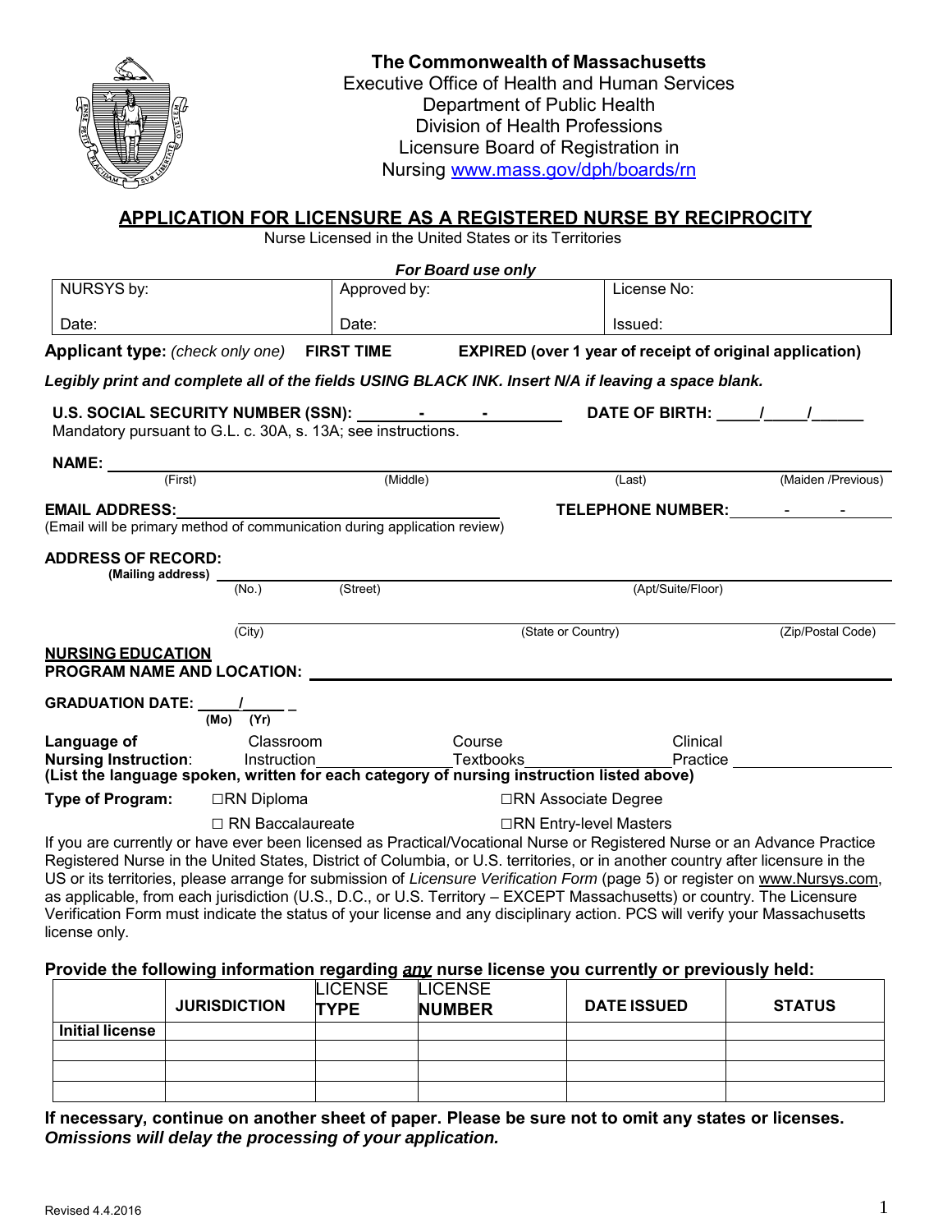**The Commonwealth of Massachusetts**
Executive Office of Health and Human Services
Department of Public Health
Division of Health Professions
Licensure Board of Registration in
Nursing www.mass.gov/dph/boards/rn

## APPLICATION FOR LICENSURE AS A REGISTERED NURSE BY RECIPROCITY

Nurse Licensed in the United States or its Territories

***For Board use only***

| NURSYS by: | Approved by: | License No: |
|---|---|---|
| Date: | Date: | Issued: |

**Applicant type:** *(check only one)* **FIRST TIME** **EXPIRED (over 1 year of receipt of original application)**

***Legibly print and complete all of the fields USING BLACK INK. Insert N/A if leaving a space blank.***

**U.S. SOCIAL SECURITY NUMBER (SSN):** ________-________-__________ **DATE OF BIRTH:** _____/_____/______
Mandatory pursuant to G.L. c. 30A, s. 13A; see instructions.

**NAME:** ______________________________________________________________
(First) (Middle) (Last) (Maiden /Previous)

**EMAIL ADDRESS:** ________________________________ **TELEPHONE NUMBER:** ______-______-______
(Email will be primary method of communication during application review)

**ADDRESS OF RECORD:**
**(Mailing address)** ______________________________________________________________
(No.) (Street) (Apt/Suite/Floor)

______________________________________________________________
(City) (State or Country) (Zip/Postal Code)

**NURSING EDUCATION**
**PROGRAM NAME AND LOCATION:** ______________________________________________

**GRADUATION DATE:** _____/_____
(Mo) (Yr)

**Language of Nursing Instruction**: Classroom Instruction ____________ Course Textbooks ____________ Clinical Practice ____________
**(List the language spoken, written for each category of nursing instruction listed above)**

**Type of Program:** ☐RN Diploma ☐RN Associate Degree ☐ RN Baccalaureate ☐RN Entry-level Masters

If you are currently or have ever been licensed as Practical/Vocational Nurse or Registered Nurse or an Advance Practice Registered Nurse in the United States, District of Columbia, or U.S. territories, or in another country after licensure in the US or its territories, please arrange for submission of *Licensure Verification Form* (page 5) or register on www.Nursys.com, as applicable, from each jurisdiction (U.S., D.C., or U.S. Territory – EXCEPT Massachusetts) or country. The Licensure Verification Form must indicate the status of your license and any disciplinary action. PCS will verify your Massachusetts license only.

**Provide the following information regarding *any* nurse license you currently or previously held:**

| | JURISDICTION | LICENSE TYPE | LICENSE NUMBER | DATE ISSUED | STATUS |
|---|---|---|---|---|---|
| **Initial license** | | | | | |
| | | | | | |
| | | | | | |
| | | | | | |

**If necessary, continue on another sheet of paper. Please be sure not to omit any states or licenses.**
***Omissions will delay the processing of your application.***

Revised 4.4.2016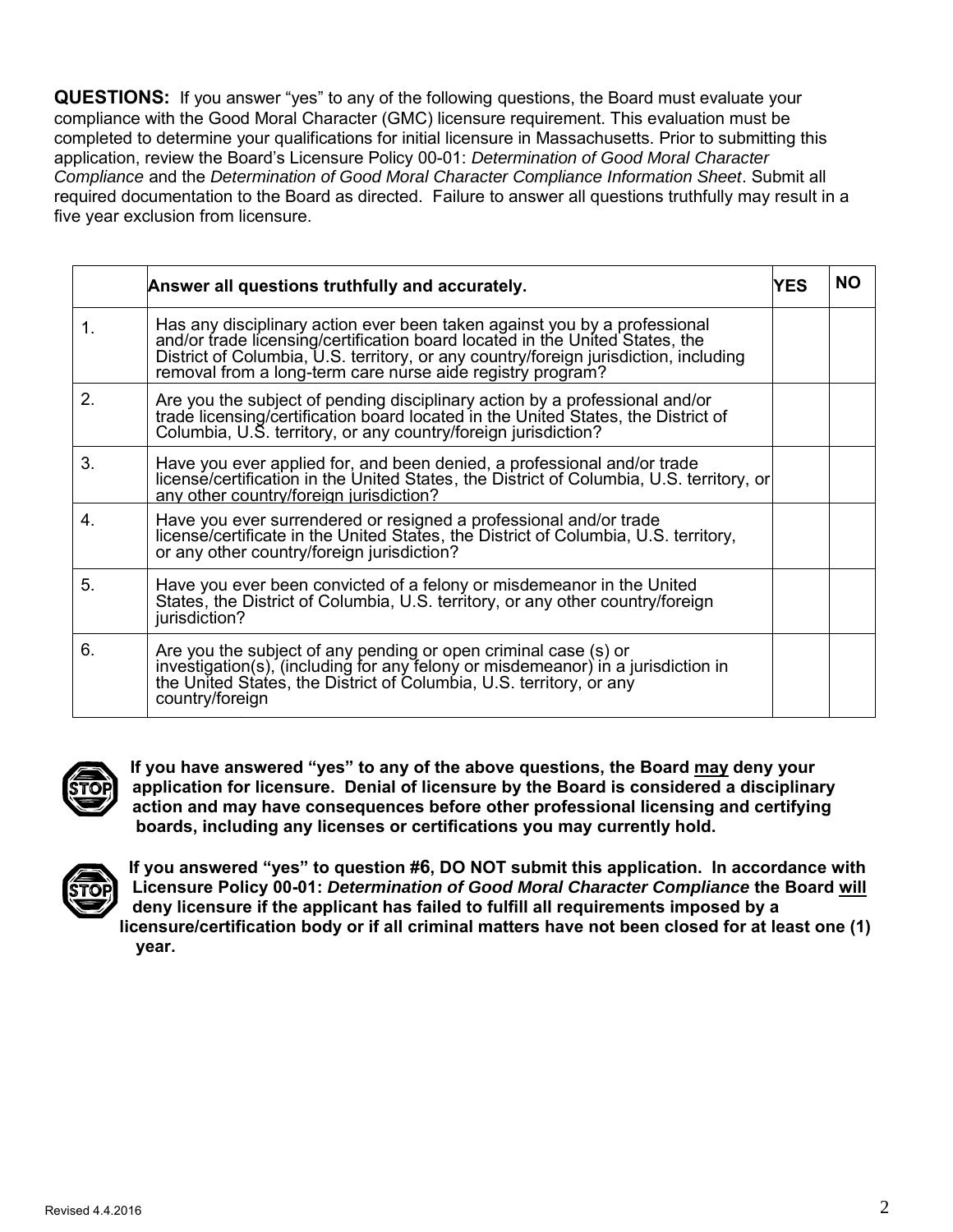**QUESTIONS:** If you answer "yes" to any of the following questions, the Board must evaluate your compliance with the Good Moral Character (GMC) licensure requirement. This evaluation must be completed to determine your qualifications for initial licensure in Massachusetts. Prior to submitting this application, review the Board's Licensure Policy 00-01: *Determination of Good Moral Character Compliance* and the *Determination of Good Moral Character Compliance Information Sheet*. Submit all required documentation to the Board as directed. Failure to answer all questions truthfully may result in a five year exclusion from licensure.

| | **Answer all questions truthfully and accurately.** | **YES** | **NO** |
|---|---|---|---|
| 1. | Has any disciplinary action ever been taken against you by a professional and/or trade licensing/certification board located in the United States, the District of Columbia, U.S. territory, or any country/foreign jurisdiction, including removal from a long-term care nurse aide registry program? | | |
| 2. | Are you the subject of pending disciplinary action by a professional and/or trade licensing/certification board located in the United States, the District of Columbia, U.S. territory, or any country/foreign jurisdiction? | | |
| 3. | Have you ever applied for, and been denied, a professional and/or trade license/certification in the United States, the District of Columbia, U.S. territory, or any other country/foreign jurisdiction? | | |
| 4. | Have you ever surrendered or resigned a professional and/or trade license/certificate in the United States, the District of Columbia, U.S. territory, or any other country/foreign jurisdiction? | | |
| 5. | Have you ever been convicted of a felony or misdemeanor in the United States, the District of Columbia, U.S. territory, or any other country/foreign jurisdiction? | | |
| 6. | Are you the subject of any pending or open criminal case (s) or investigation(s), (including for any felony or misdemeanor) in a jurisdiction in the United States, the District of Columbia, U.S. territory, or any country/foreign | | |

**If you have answered "yes" to any of the above questions, the Board may deny your application for licensure. Denial of licensure by the Board is considered a disciplinary action and may have consequences before other professional licensing and certifying boards, including any licenses or certifications you may currently hold.**

**If you answered "yes" to question #6, DO NOT submit this application. In accordance with Licensure Policy 00-01: *Determination of Good Moral Character Compliance* the Board will deny licensure if the applicant has failed to fulfill all requirements imposed by a licensure/certification body or if all criminal matters have not been closed for at least one (1) year.**

Revised 4.4.2016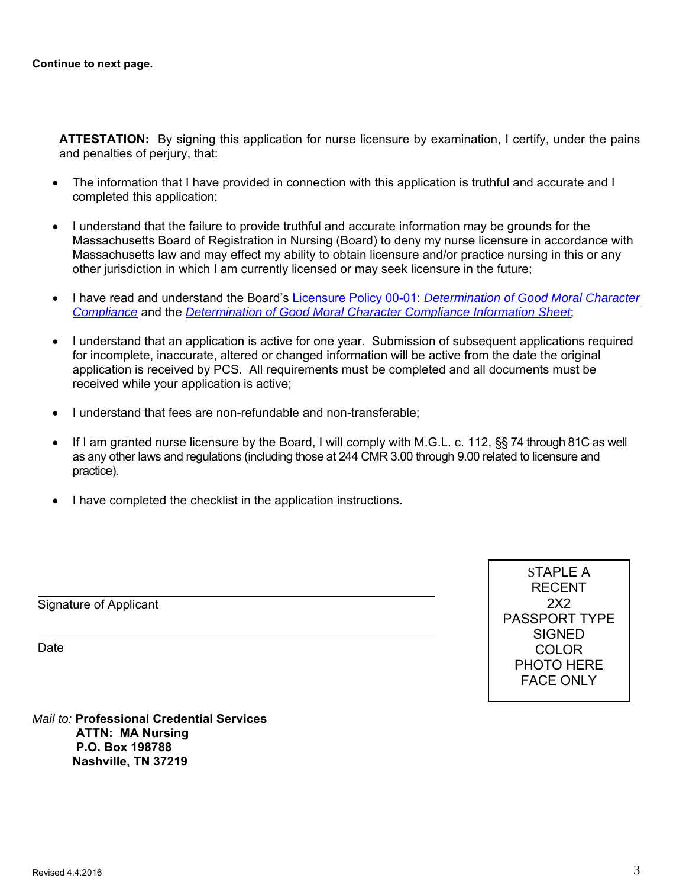**Continue to next page.**

**ATTESTATION:** By signing this application for nurse licensure by examination, I certify, under the pains and penalties of perjury, that:

- The information that I have provided in connection with this application is truthful and accurate and I completed this application;
- I understand that the failure to provide truthful and accurate information may be grounds for the Massachusetts Board of Registration in Nursing (Board) to deny my nurse licensure in accordance with Massachusetts law and may effect my ability to obtain licensure and/or practice nursing in this or any other jurisdiction in which I am currently licensed or may seek licensure in the future;
- I have read and understand the Board's Licensure Policy 00-01: *Determination of Good Moral Character Compliance* and the *Determination of Good Moral Character Compliance Information Sheet*;
- I understand that an application is active for one year. Submission of subsequent applications required for incomplete, inaccurate, altered or changed information will be active from the date the original application is received by PCS. All requirements must be completed and all documents must be received while your application is active;
- I understand that fees are non-refundable and non-transferable;
- If I am granted nurse licensure by the Board, I will comply with M.G.L. c. 112, §§ 74 through 81C as well as any other laws and regulations (including those at 244 CMR 3.00 through 9.00 related to licensure and practice).
- I have completed the checklist in the application instructions.

______________________________________
Signature of Applicant

______________________________________
Date

STAPLE A RECENT 2X2 PASSPORT TYPE SIGNED COLOR PHOTO HERE FACE ONLY

*Mail to:* **Professional Credential Services**
**ATTN: MA Nursing**
**P.O. Box 198788**
**Nashville, TN 37219**

Revised 4.4.2016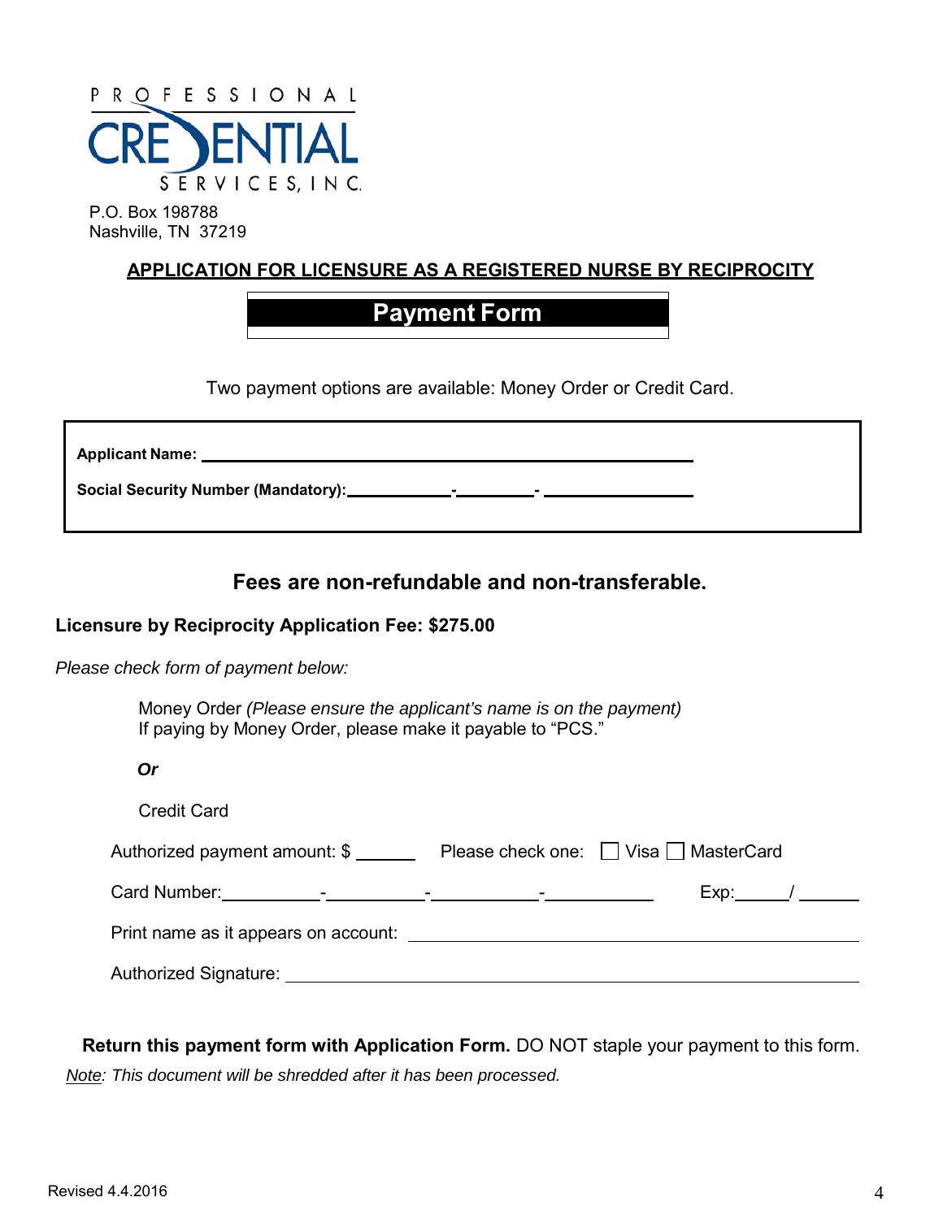PROFESSIONAL CREDENTIAL SERVICES, INC.

P.O. Box 198788
Nashville, TN 37219

## APPLICATION FOR LICENSURE AS A REGISTERED NURSE BY RECIPROCITY

# Payment Form

Two payment options are available: Money Order or Credit Card.

**Applicant Name:** ______________________________________________

**Social Security Number (Mandatory):** __________-________-______________

## Fees are non-refundable and non-transferable.

**Licensure by Reciprocity Application Fee: $275.00**

*Please check form of payment below:*

Money Order *(Please ensure the applicant's name is on the payment)*
If paying by Money Order, please make it payable to "PCS."

***Or***

Credit Card

Authorized payment amount: $ ______ Please check one: ☐ Visa ☐ MasterCard

Card Number: __________-__________-__________-__________ Exp: _____/ _____

Print name as it appears on account: ______________________________________________

Authorized Signature: ______________________________________________

**Return this payment form with Application Form.** DO NOT staple your payment to this form.

*Note: This document will be shredded after it has been processed.*

Revised 4.4.2016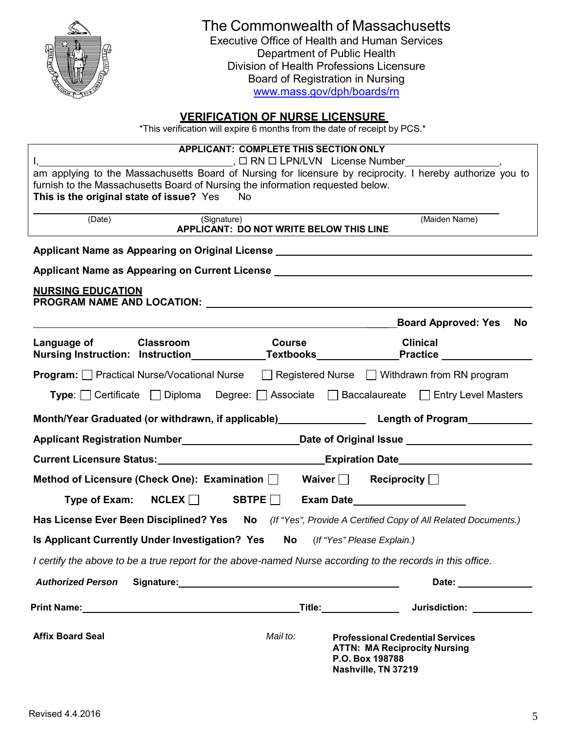The Commonwealth of Massachusetts
Executive Office of Health and Human Services
Department of Public Health
Division of Health Professions Licensure
Board of Registration in Nursing
www.mass.gov/dph/boards/rn

## VERIFICATION OF NURSE LICENSURE

*This verification will expire 6 months from the date of receipt by PCS.*

**APPLICANT: COMPLETE THIS SECTION ONLY**

I,\_\_\_\_\_\_\_\_\_\_\_\_\_\_\_\_\_\_\_\_\_\_\_\_\_\_\_\_\_\_\_\_\_\_, ☐ RN ☐ LPN/LVN License Number\_\_\_\_\_\_\_\_\_\_\_\_\_\_\_\_,
am applying to the Massachusetts Board of Nursing for licensure by reciprocity. I hereby authorize you to furnish to the Massachusetts Board of Nursing the information requested below.

**This is the original state of issue?** Yes No

\_\_\_\_\_\_\_\_\_\_\_\_\_\_\_\_\_\_\_\_\_\_\_\_\_\_\_\_\_\_\_\_\_\_\_\_\_\_\_\_\_\_\_\_\_\_\_\_\_\_\_\_\_\_\_\_\_\_\_\_\_\_\_\_\_\_\_\_\_\_\_\_\_\_\_\_\_\_\_\_
(Date) (Signature) (Maiden Name)

**APPLICANT: DO NOT WRITE BELOW THIS LINE**

**Applicant Name as Appearing on Original License** \_\_\_\_\_\_\_\_\_\_\_\_\_\_\_\_\_\_\_\_\_\_\_\_\_\_\_\_\_\_\_\_\_\_\_\_\_\_\_\_

**Applicant Name as Appearing on Current License** \_\_\_\_\_\_\_\_\_\_\_\_\_\_\_\_\_\_\_\_\_\_\_\_\_\_\_\_\_\_\_\_\_\_\_\_\_\_\_\_

**NURSING EDUCATION**
**PROGRAM NAME AND LOCATION:** \_\_\_\_\_\_\_\_\_\_\_\_\_\_\_\_\_\_\_\_\_\_\_\_\_\_\_\_\_\_\_\_\_\_\_\_\_\_\_\_\_\_\_\_\_\_\_\_\_\_\_\_

\_\_\_\_\_\_\_\_\_\_\_\_\_\_\_\_\_\_\_\_\_\_\_\_\_\_\_\_\_\_\_\_\_\_\_\_\_\_\_\_\_\_\_\_\_\_\_\_\_\_\_\_\_\_\_\_\_\_\_\_\_\_ **Board Approved: Yes No**

**Language of Nursing Instruction:** **Classroom Instruction**\_\_\_\_\_\_\_\_\_\_\_\_ **Course Textbooks**\_\_\_\_\_\_\_\_\_\_\_\_\_\_ **Clinical Practice** \_\_\_\_\_\_\_\_\_\_\_\_\_\_\_\_

**Program:** ☐ Practical Nurse/Vocational Nurse ☐ Registered Nurse ☐ Withdrawn from RN program

**Type**: ☐ Certificate ☐ Diploma Degree: ☐ Associate ☐ Baccalaureate ☐ Entry Level Masters

**Month/Year Graduated (or withdrawn, if applicable)**\_\_\_\_\_\_\_\_\_\_\_\_\_\_\_\_ **Length of Program**\_\_\_\_\_\_\_\_\_\_\_\_

**Applicant Registration Number**\_\_\_\_\_\_\_\_\_\_\_\_\_\_\_\_\_\_\_\_\_ **Date of Original Issue** \_\_\_\_\_\_\_\_\_\_\_\_\_\_\_\_\_\_\_\_\_\_

**Current Licensure Status:**\_\_\_\_\_\_\_\_\_\_\_\_\_\_\_\_\_\_\_\_\_\_\_\_\_\_\_\_\_\_\_\_\_\_ **Expiration Date**\_\_\_\_\_\_\_\_\_\_\_\_\_\_\_\_\_\_\_\_\_\_\_\_

**Method of Licensure (Check One): Examination** ☐ **Waiver** ☐ **Reciprocity** ☐

**Type of Exam: NCLEX** ☐ **SBTPE** ☐ **Exam Date**\_\_\_\_\_\_\_\_\_\_\_\_\_\_\_\_\_\_\_\_\_

**Has License Ever Been Disciplined? Yes No** *(If "Yes", Provide A Certified Copy of All Related Documents.)*

**Is Applicant Currently Under Investigation? Yes No** *(If "Yes" Please Explain.)*

*I certify the above to be a true report for the above-named Nurse according to the records in this office.*

***Authorized Person*** **Signature:**\_\_\_\_\_\_\_\_\_\_\_\_\_\_\_\_\_\_\_\_\_\_\_\_\_\_\_\_\_\_\_\_\_\_\_\_\_\_\_\_\_\_\_\_ **Date:** \_\_\_\_\_\_\_\_\_\_\_\_\_\_\_

**Print Name:**\_\_\_\_\_\_\_\_\_\_\_\_\_\_\_\_\_\_\_\_\_\_\_\_\_\_\_\_\_\_\_\_\_\_\_\_\_\_\_\_\_\_\_\_\_\_\_\_\_\_ **Title:**\_\_\_\_\_\_\_\_\_\_\_\_\_\_\_\_\_\_ **Jurisdiction:** \_\_\_\_\_\_\_\_\_\_\_\_\_

**Affix Board Seal**

*Mail to:*

**Professional Credential Services**
**ATTN: MA Reciprocity Nursing**
**P.O. Box 198788**
**Nashville, TN 37219**

Revised 4.4.2016